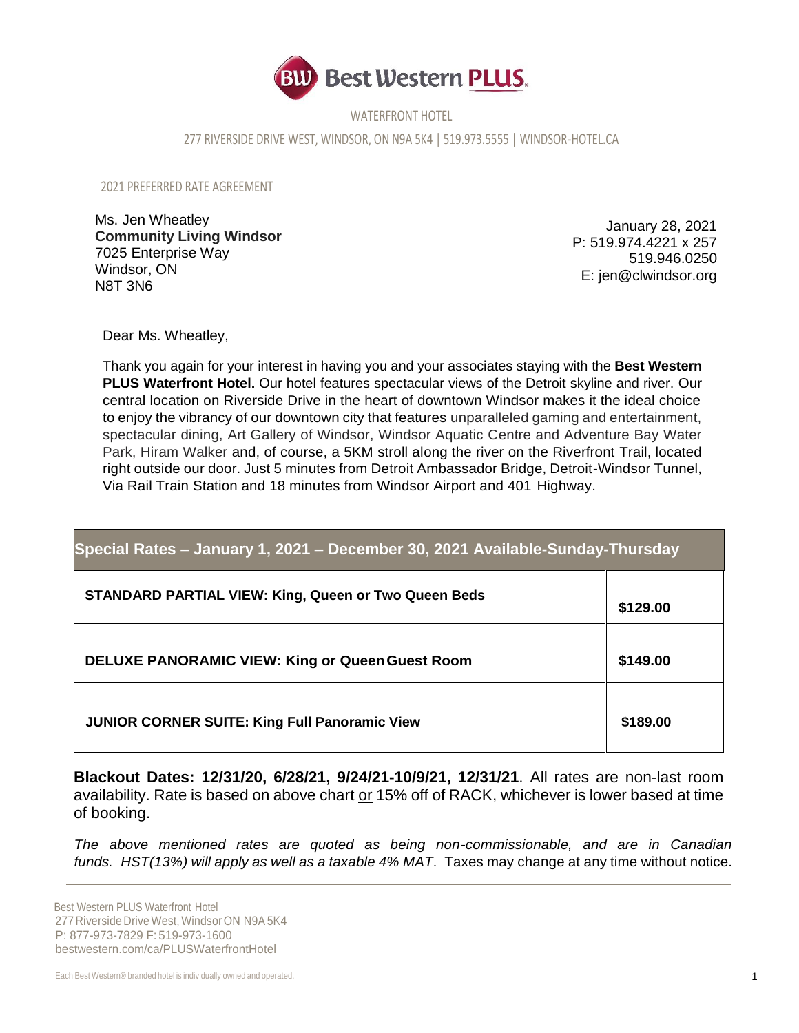# Best Western PLUS

WATERFRONT HOTEL

277 RIVERSIDE DRIVE WEST, WINDSOR, ON N9A 5K4 | 519.973.5555 | WINDSOR-HOTEL.CA

2021 PREFERRED RATE AGREEMENT

Ms. Jen Wheatley
**Community Living Windsor**
7025 Enterprise Way
Windsor, ON
N8T 3N6

January 28, 2021
P: 519.974.4221 x 257
519.946.0250
E: jen@clwindsor.org

Dear Ms. Wheatley,

Thank you again for your interest in having you and your associates staying with the **Best Western PLUS Waterfront Hotel.** Our hotel features spectacular views of the Detroit skyline and river. Our central location on Riverside Drive in the heart of downtown Windsor makes it the ideal choice to enjoy the vibrancy of our downtown city that features unparalleled gaming and entertainment, spectacular dining, Art Gallery of Windsor, Windsor Aquatic Centre and Adventure Bay Water Park, Hiram Walker and, of course, a 5KM stroll along the river on the Riverfront Trail, located right outside our door. Just 5 minutes from Detroit Ambassador Bridge, Detroit-Windsor Tunnel, Via Rail Train Station and 18 minutes from Windsor Airport and 401 Highway.

| Special Rates – January 1, 2021 – December 30, 2021 Available-Sunday-Thursday | |
|---|---|
| **STANDARD PARTIAL VIEW: King, Queen or Two Queen Beds** | **$129.00** |
| **DELUXE PANORAMIC VIEW: King or Queen Guest Room** | **$149.00** |
| **JUNIOR CORNER SUITE: King Full Panoramic View** | **$189.00** |

**Blackout Dates: 12/31/20, 6/28/21, 9/24/21-10/9/21, 12/31/21**. All rates are non-last room availability. Rate is based on above chart or 15% off of RACK, whichever is lower based at time of booking.

*The above mentioned rates are quoted as being non-commissionable, and are in Canadian funds. HST(13%) will apply as well as a taxable 4% MAT.* Taxes may change at any time without notice.

Best Western PLUS Waterfront Hotel
277 Riverside Drive West, Windsor ON N9A 5K4
P: 877-973-7829 F: 519-973-1600
bestwestern.com/ca/PLUSWaterfrontHotel

Each Best Western® branded hotel is individually owned and operated.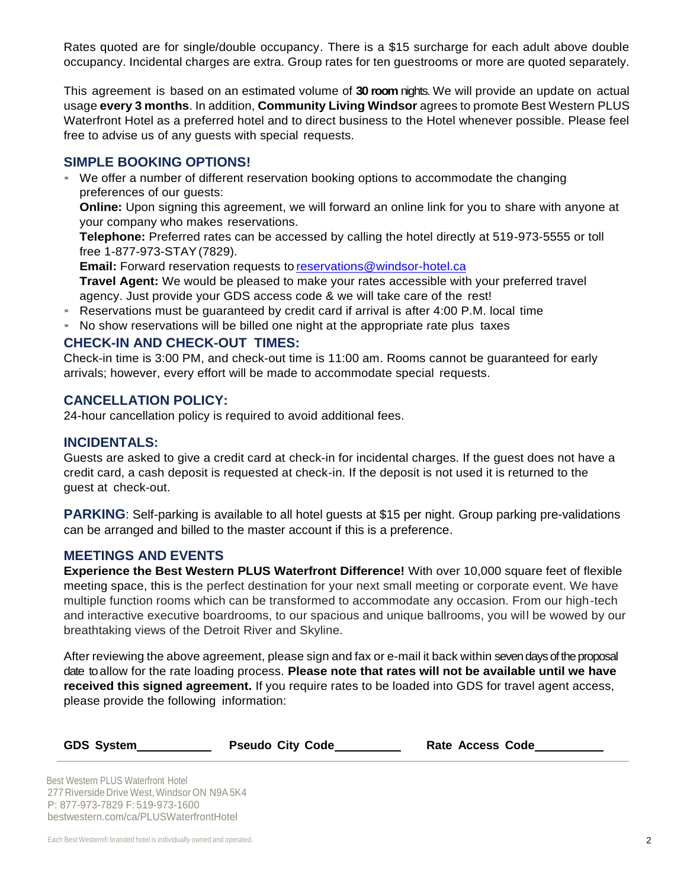Rates quoted are for single/double occupancy. There is a $15 surcharge for each adult above double occupancy. Incidental charges are extra. Group rates for ten guestrooms or more are quoted separately.

This agreement is based on an estimated volume of **30 room** nights. We will provide an update on actual usage **every 3 months**. In addition, **Community Living Windsor** agrees to promote Best Western PLUS Waterfront Hotel as a preferred hotel and to direct business to the Hotel whenever possible. Please feel free to advise us of any guests with special requests.

## SIMPLE BOOKING OPTIONS!

- We offer a number of different reservation booking options to accommodate the changing preferences of our guests:

  **Online:** Upon signing this agreement, we will forward an online link for you to share with anyone at your company who makes reservations.

  **Telephone:** Preferred rates can be accessed by calling the hotel directly at 519-973-5555 or toll free 1-877-973-STAY (7829).

  **Email:** Forward reservation requests to reservations@windsor-hotel.ca

  **Travel Agent:** We would be pleased to make your rates accessible with your preferred travel agency. Just provide your GDS access code & we will take care of the rest!
- Reservations must be guaranteed by credit card if arrival is after 4:00 P.M. local time
- No show reservations will be billed one night at the appropriate rate plus taxes

## CHECK-IN AND CHECK-OUT TIMES:

Check-in time is 3:00 PM, and check-out time is 11:00 am. Rooms cannot be guaranteed for early arrivals; however, every effort will be made to accommodate special requests.

## CANCELLATION POLICY:

24-hour cancellation policy is required to avoid additional fees.

## INCIDENTALS:

Guests are asked to give a credit card at check-in for incidental charges. If the guest does not have a credit card, a cash deposit is requested at check-in. If the deposit is not used it is returned to the guest at check-out.

**PARKING**: Self-parking is available to all hotel guests at $15 per night. Group parking pre-validations can be arranged and billed to the master account if this is a preference.

## MEETINGS AND EVENTS

**Experience the Best Western PLUS Waterfront Difference!** With over 10,000 square feet of flexible meeting space, this is the perfect destination for your next small meeting or corporate event. We have multiple function rooms which can be transformed to accommodate any occasion. From our high-tech and interactive executive boardrooms, to our spacious and unique ballrooms, you will be wowed by our breathtaking views of the Detroit River and Skyline.

After reviewing the above agreement, please sign and fax or e-mail it back within seven days of the proposal date to allow for the rate loading process. **Please note that rates will not be available until we have received this signed agreement.** If you require rates to be loaded into GDS for travel agent access, please provide the following information:

**GDS System**\_\_\_\_\_\_\_\_\_\_ **Pseudo City Code**\_\_\_\_\_\_\_\_\_\_ **Rate Access Code**\_\_\_\_\_\_\_\_\_\_

Best Western PLUS Waterfront Hotel
277 Riverside Drive West, Windsor ON N9A 5K4
P: 877-973-7829 F: 519-973-1600
bestwestern.com/ca/PLUSWaterfrontHotel

Each Best Western® branded hotel is individually owned and operated.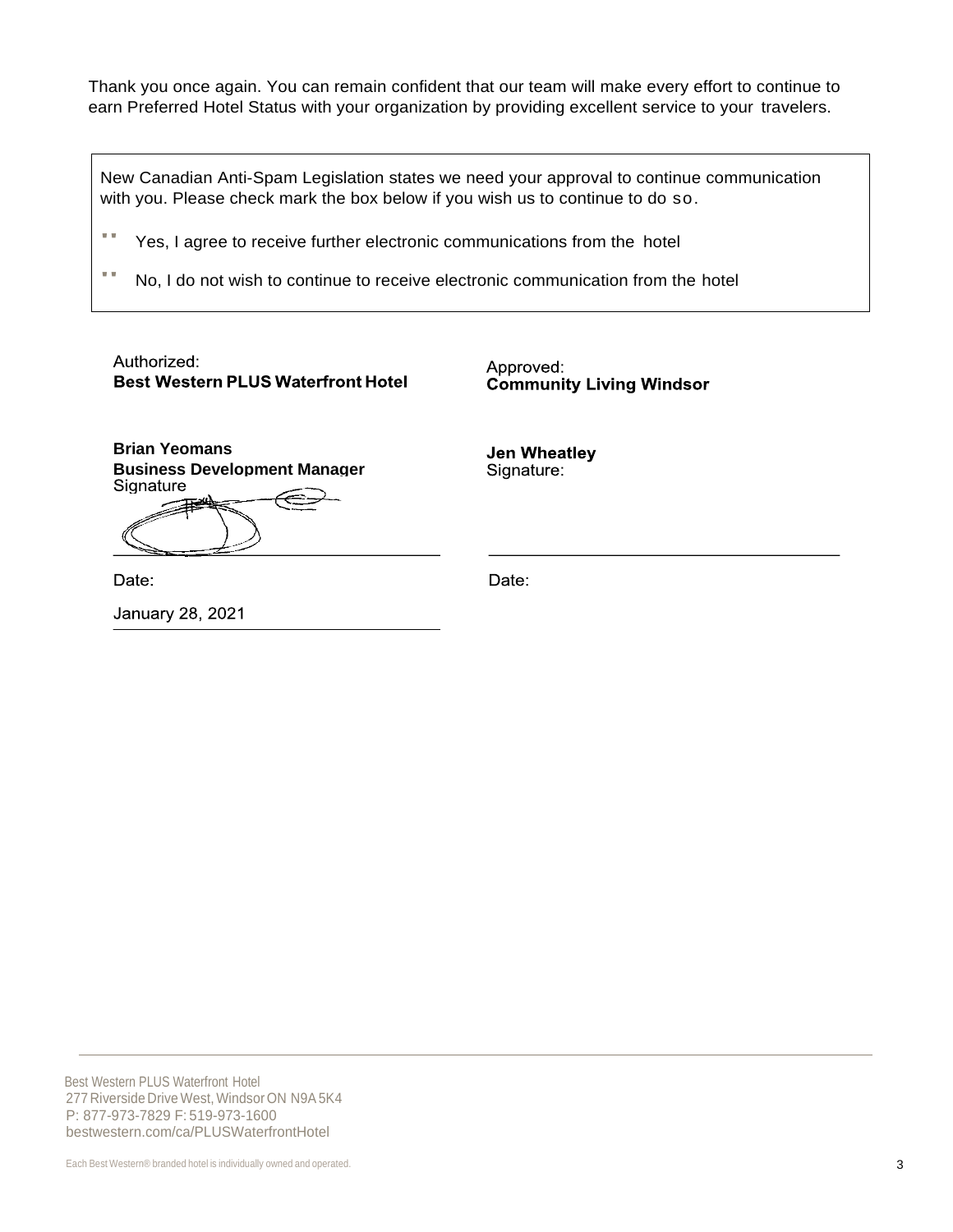Thank you once again. You can remain confident that our team will make every effort to continue to earn Preferred Hotel Status with your organization by providing excellent service to your travelers.

New Canadian Anti-Spam Legislation states we need your approval to continue communication with you. Please check mark the box below if you wish us to continue to do so.

- Yes, I agree to receive further electronic communications from the hotel
- No, I do not wish to continue to receive electronic communication from the hotel

Authorized:
**Best Western PLUS Waterfront Hotel**

**Brian Yeomans**
**Business Development Manager**
Signature

Date:

January 28, 2021

Approved:
**Community Living Windsor**

**Jen Wheatley**
Signature:

Date:

Best Western PLUS Waterfront Hotel
277 Riverside Drive West, Windsor ON N9A 5K4
P: 877-973-7829 F: 519-973-1600
bestwestern.com/ca/PLUSWaterfrontHotel

Each Best Western® branded hotel is individually owned and operated.